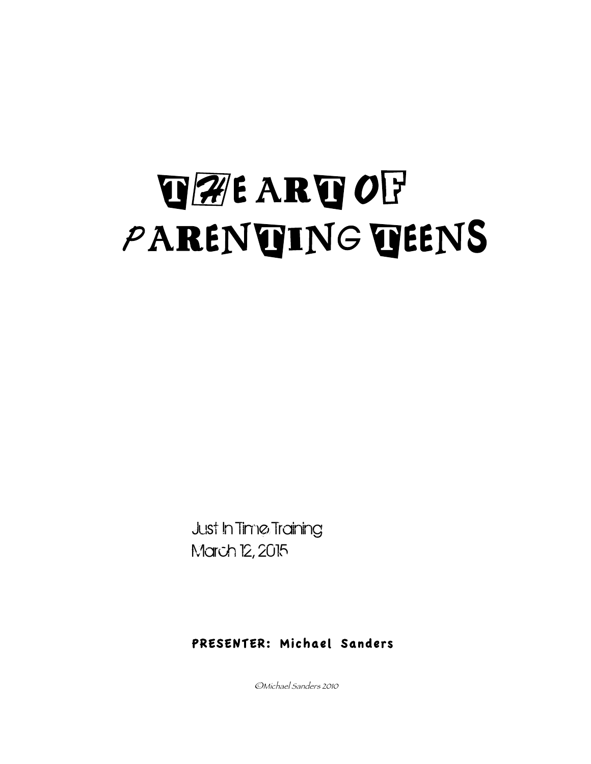# THE ART OF PARENTING TEENS

Just In Time Training
March 12, 2015

**PRESENTER: Michael Sanders**

*©Michael Sanders 2010*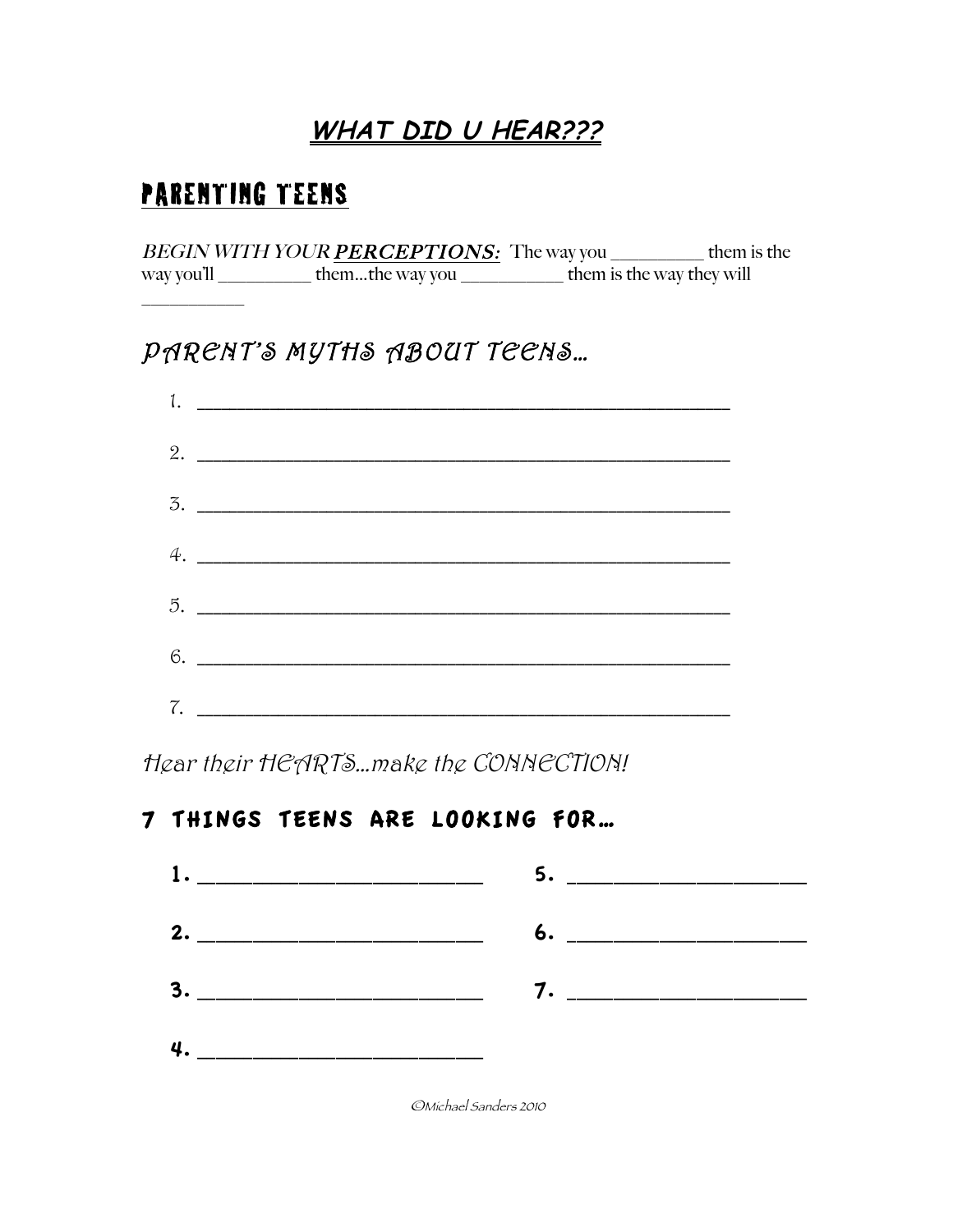# WHAT DID U HEAR???

## PARENTING TEENS

*BEGIN WITH YOUR* ***PERCEPTIONS:*** The way you __________ them is the way you'll __________ them…the way you ___________ them is the way they will ___________

## PARENT'S MYTHS ABOUT TEENS…

1. ______________________________________________________
2. ______________________________________________________
3. ______________________________________________________
4. ______________________________________________________
5. ______________________________________________________
6. ______________________________________________________
7. ______________________________________________________

*Hear their HEARTS…make the CONNECTION!*

## 7 THINGS TEENS ARE LOOKING FOR…

**1.** ________________________

**2.** ________________________

**3.** ________________________

**4.** ________________________

**5.** ____________________

**6.** ____________________

**7.** ____________________

©Michael Sanders 2010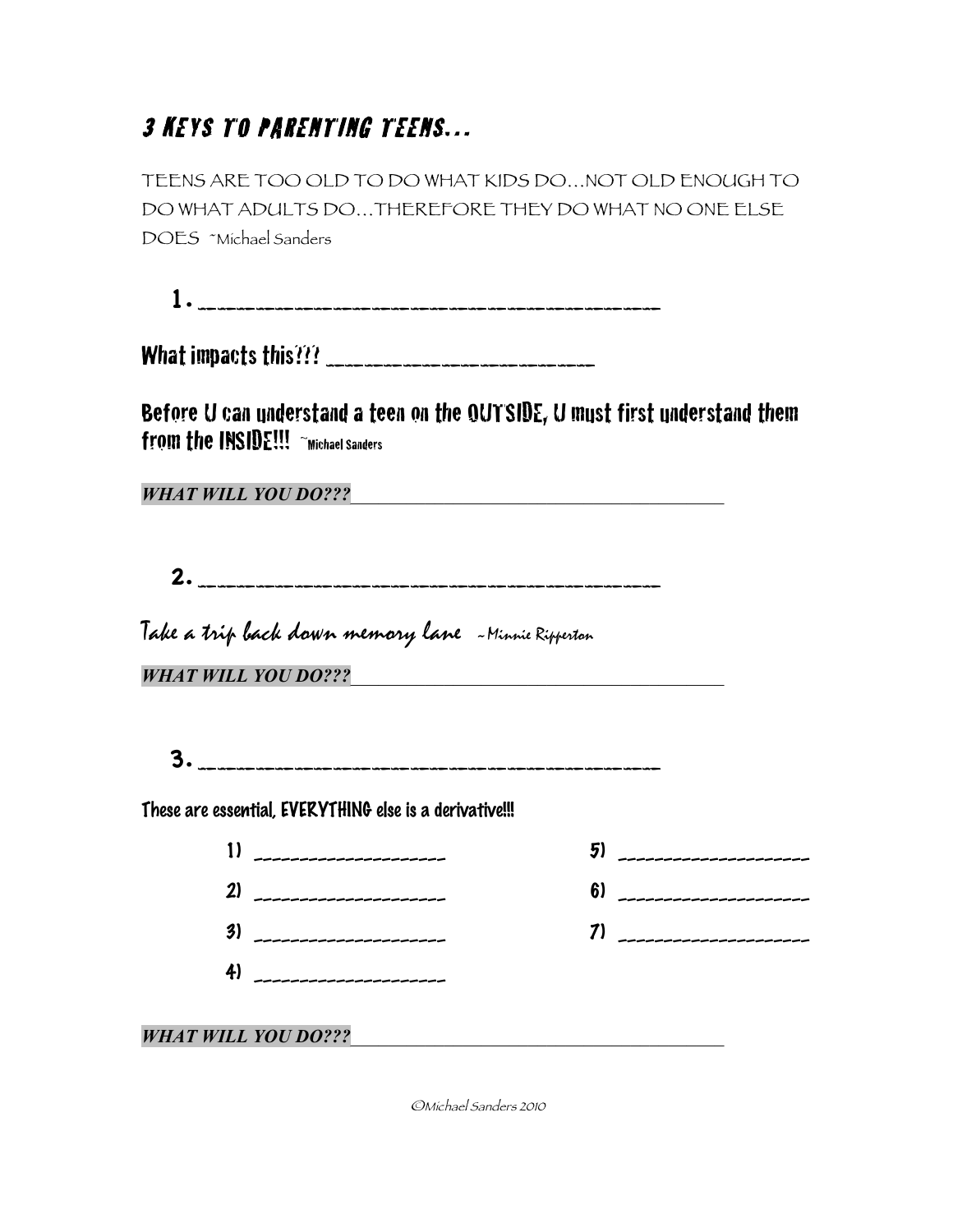# 3 KEYS TO PARENTING TEENS...

TEENS ARE TOO OLD TO DO WHAT KIDS DO…NOT OLD ENOUGH TO DO WHAT ADULTS DO…THEREFORE THEY DO WHAT NO ONE ELSE DOES ~Michael Sanders

**1.** ____________________________________________

**What impacts this???** ___________________________

**Before U can understand a teen on the OUTSIDE, U must first understand them from the INSIDE!!!** ~Michael Sanders

***WHAT WILL YOU DO???***________________________________________

**2.** ____________________________________________

*Take a trip back down memory lane* ~Minnie Ripperton

***WHAT WILL YOU DO???***________________________________________

**3.** ____________________________________________

**These are essential, EVERYTHING else is a derivative!!!**

1) ____________________
2) ____________________
3) ____________________
4) ____________________
5) ____________________
6) ____________________
7) ____________________

***WHAT WILL YOU DO???***________________________________________

©Michael Sanders 2010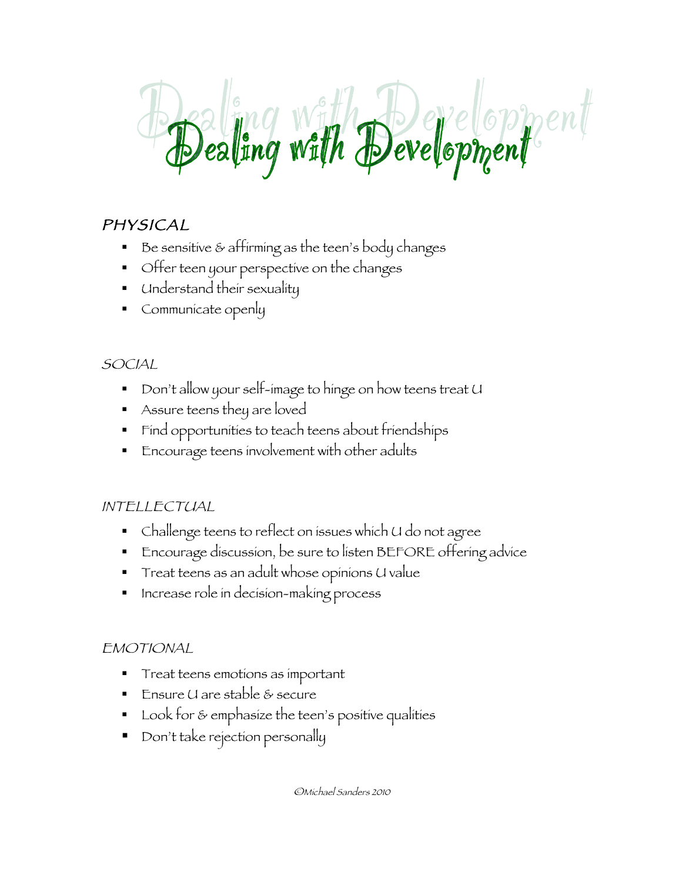# Dealing with Development

## PHYSICAL

- Be sensitive & affirming as the teen's body changes
- Offer teen your perspective on the changes
- Understand their sexuality
- Communicate openly

## SOCIAL

- Don't allow your self-image to hinge on how teens treat U
- Assure teens they are loved
- Find opportunities to teach teens about friendships
- Encourage teens involvement with other adults

## INTELLECTUAL

- Challenge teens to reflect on issues which U do not agree
- Encourage discussion, be sure to listen BEFORE offering advice
- Treat teens as an adult whose opinions U value
- Increase role in decision-making process

## EMOTIONAL

- Treat teens emotions as important
- Ensure U are stable & secure
- Look for & emphasize the teen's positive qualities
- Don't take rejection personally

©Michael Sanders 2010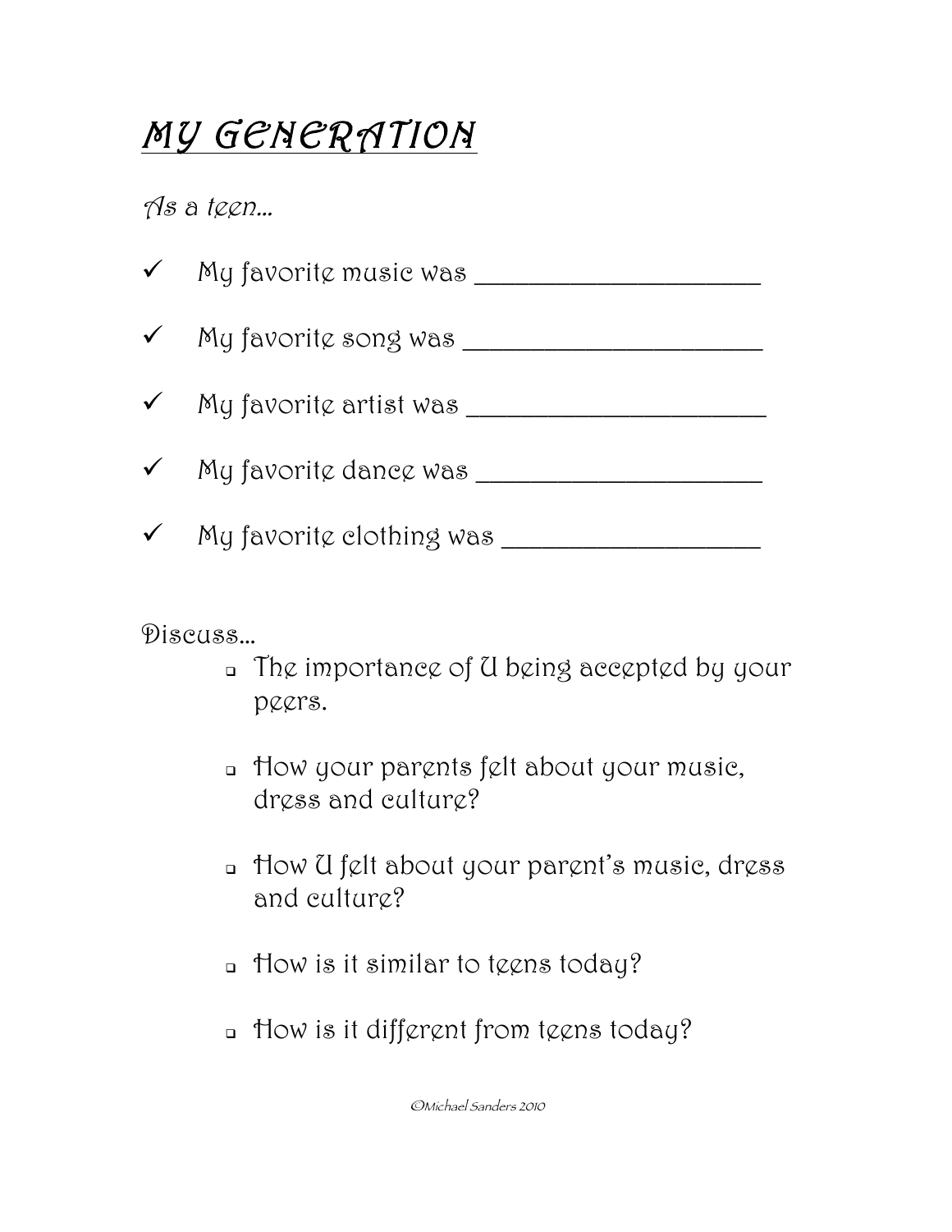# MY GENERATION

*As a teen…*

- ✓ My favorite music was ______________________
- ✓ My favorite song was ______________________
- ✓ My favorite artist was ______________________
- ✓ My favorite dance was ______________________
- ✓ My favorite clothing was ____________________

Discuss…

- The importance of U being accepted by your peers.
- How your parents felt about your music, dress and culture?
- How U felt about your parent's music, dress and culture?
- How is it similar to teens today?
- How is it different from teens today?

©Michael Sanders 2010